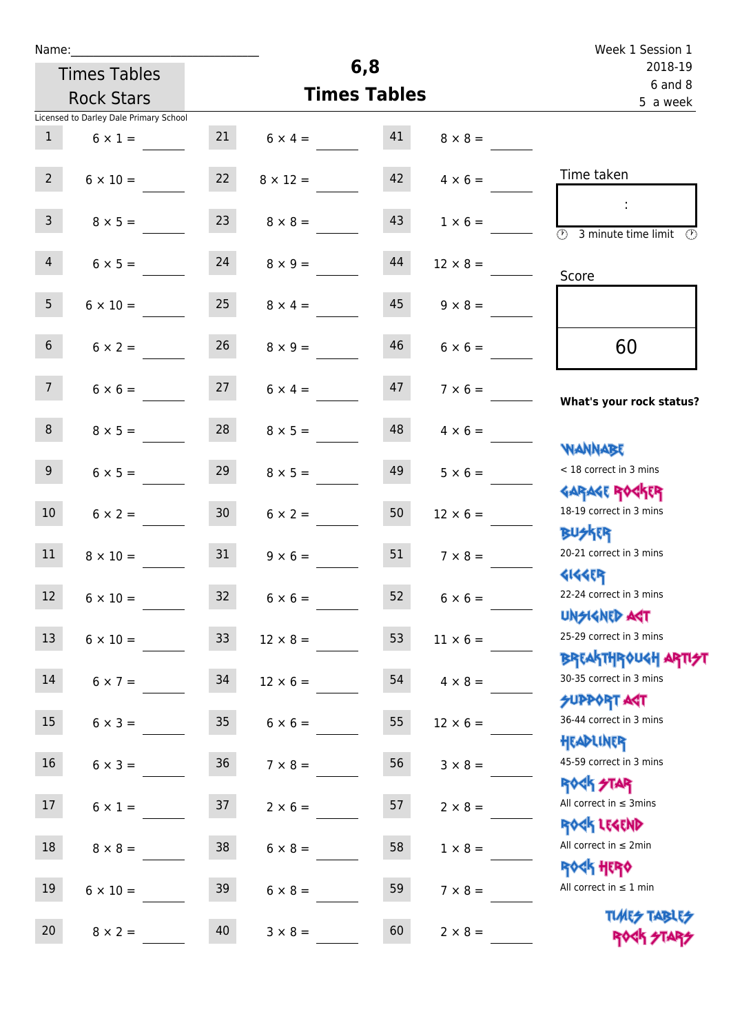Name:

Week 1 Session 1
2018-19
6 and 8
5 a week

Times Tables Rock Stars

# 6,8
## Times Tables

Licensed to Darley Dale Primary School

| # | Question | # | Question | # | Question |
|---|---|---|---|---|---|
| 1 | 6 × 1 = | 21 | 6 × 4 = | 41 | 8 × 8 = |
| 2 | 6 × 10 = | 22 | 8 × 12 = | 42 | 4 × 6 = |
| 3 | 8 × 5 = | 23 | 8 × 8 = | 43 | 1 × 6 = |
| 4 | 6 × 5 = | 24 | 8 × 9 = | 44 | 12 × 8 = |
| 5 | 6 × 10 = | 25 | 8 × 4 = | 45 | 9 × 8 = |
| 6 | 6 × 2 = | 26 | 8 × 9 = | 46 | 6 × 6 = |
| 7 | 6 × 6 = | 27 | 6 × 4 = | 47 | 7 × 6 = |
| 8 | 8 × 5 = | 28 | 8 × 5 = | 48 | 4 × 6 = |
| 9 | 6 × 5 = | 29 | 8 × 5 = | 49 | 5 × 6 = |
| 10 | 6 × 2 = | 30 | 6 × 2 = | 50 | 12 × 6 = |
| 11 | 8 × 10 = | 31 | 9 × 6 = | 51 | 7 × 8 = |
| 12 | 6 × 10 = | 32 | 6 × 6 = | 52 | 6 × 6 = |
| 13 | 6 × 10 = | 33 | 12 × 8 = | 53 | 11 × 6 = |
| 14 | 6 × 7 = | 34 | 12 × 6 = | 54 | 4 × 8 = |
| 15 | 6 × 3 = | 35 | 6 × 6 = | 55 | 12 × 6 = |
| 16 | 6 × 3 = | 36 | 7 × 8 = | 56 | 3 × 8 = |
| 17 | 6 × 1 = | 37 | 2 × 6 = | 57 | 2 × 8 = |
| 18 | 8 × 8 = | 38 | 6 × 8 = | 58 | 1 × 8 = |
| 19 | 6 × 10 = | 39 | 6 × 8 = | 59 | 7 × 8 = |
| 20 | 8 × 2 = | 40 | 3 × 8 = | 60 | 2 × 8 = |

Time taken

:

3 minute time limit

Score

60

**What's your rock status?**

WANNABE
< 18 correct in 3 mins

GARAGE ROCKER
18-19 correct in 3 mins

BUSKER
20-21 correct in 3 mins

GIGGER
22-24 correct in 3 mins

UNSIGNED ACT
25-29 correct in 3 mins

BREAKTHROUGH ARTIST
30-35 correct in 3 mins

SUPPORT ACT
36-44 correct in 3 mins

HEADLINER
45-59 correct in 3 mins

ROCK STAR
All correct in ≤ 3mins

ROCK LEGEND
All correct in ≤ 2min

ROCK HERO
All correct in ≤ 1 min

TIMES TABLES ROCK STARS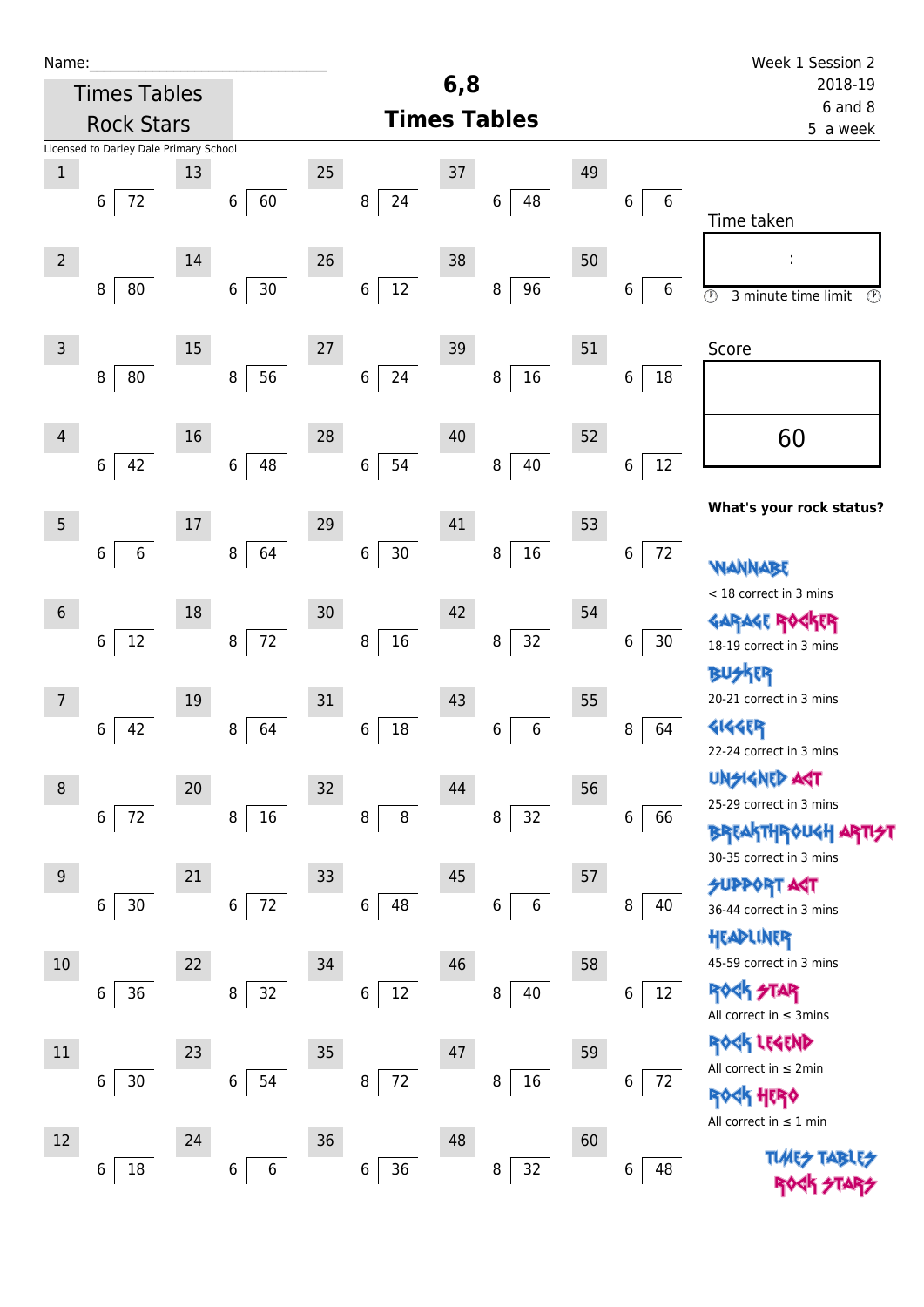Name:\_\_\_\_\_\_\_\_\_\_\_\_\_\_\_\_\_\_\_\_\_\_\_\_\_\_

Times Tables Rock Stars

Licensed to Darley Dale Primary School

# 6,8 Times Tables

Week 1 Session 2
2018-19
6 and 8
5 a week

| # | Question | # | Question | # | Question | # | Question | # | Question |
|---|---|---|---|---|---|---|---|---|---|
| 1 | 6 ⟌ 72 | 13 | 6 ⟌ 60 | 25 | 8 ⟌ 24 | 37 | 6 ⟌ 48 | 49 | 6 ⟌ 6 |
| 2 | 8 ⟌ 80 | 14 | 6 ⟌ 30 | 26 | 6 ⟌ 12 | 38 | 8 ⟌ 96 | 50 | 6 ⟌ 6 |
| 3 | 8 ⟌ 80 | 15 | 8 ⟌ 56 | 27 | 6 ⟌ 24 | 39 | 8 ⟌ 16 | 51 | 6 ⟌ 18 |
| 4 | 6 ⟌ 42 | 16 | 6 ⟌ 48 | 28 | 6 ⟌ 54 | 40 | 8 ⟌ 40 | 52 | 6 ⟌ 12 |
| 5 | 6 ⟌ 6 | 17 | 8 ⟌ 64 | 29 | 6 ⟌ 30 | 41 | 8 ⟌ 16 | 53 | 6 ⟌ 72 |
| 6 | 6 ⟌ 12 | 18 | 8 ⟌ 72 | 30 | 8 ⟌ 16 | 42 | 8 ⟌ 32 | 54 | 6 ⟌ 30 |
| 7 | 6 ⟌ 42 | 19 | 8 ⟌ 64 | 31 | 6 ⟌ 18 | 43 | 6 ⟌ 6 | 55 | 8 ⟌ 64 |
| 8 | 6 ⟌ 72 | 20 | 8 ⟌ 16 | 32 | 8 ⟌ 8 | 44 | 8 ⟌ 32 | 56 | 6 ⟌ 66 |
| 9 | 6 ⟌ 30 | 21 | 6 ⟌ 72 | 33 | 6 ⟌ 48 | 45 | 6 ⟌ 6 | 57 | 8 ⟌ 40 |
| 10 | 6 ⟌ 36 | 22 | 8 ⟌ 32 | 34 | 6 ⟌ 12 | 46 | 8 ⟌ 40 | 58 | 6 ⟌ 12 |
| 11 | 6 ⟌ 30 | 23 | 6 ⟌ 54 | 35 | 8 ⟌ 72 | 47 | 8 ⟌ 16 | 59 | 6 ⟌ 72 |
| 12 | 6 ⟌ 18 | 24 | 6 ⟌ 6 | 36 | 6 ⟌ 36 | 48 | 8 ⟌ 32 | 60 | 6 ⟌ 48 |

Time taken

:

3 minute time limit

Score

60

**What's your rock status?**

- WANNABE: < 18 correct in 3 mins
- GARAGE ROCKER: 18-19 correct in 3 mins
- BUSKER: 20-21 correct in 3 mins
- GIGGER: 22-24 correct in 3 mins
- UNSIGNED ACT: 25-29 correct in 3 mins
- BREAKTHROUGH ARTIST: 30-35 correct in 3 mins
- SUPPORT ACT: 36-44 correct in 3 mins
- HEADLINER: 45-59 correct in 3 mins
- ROCK STAR: All correct in ≤ 3mins
- ROCK LEGEND: All correct in ≤ 2min
- ROCK HERO: All correct in ≤ 1 min

TIMES TABLES ROCK STARS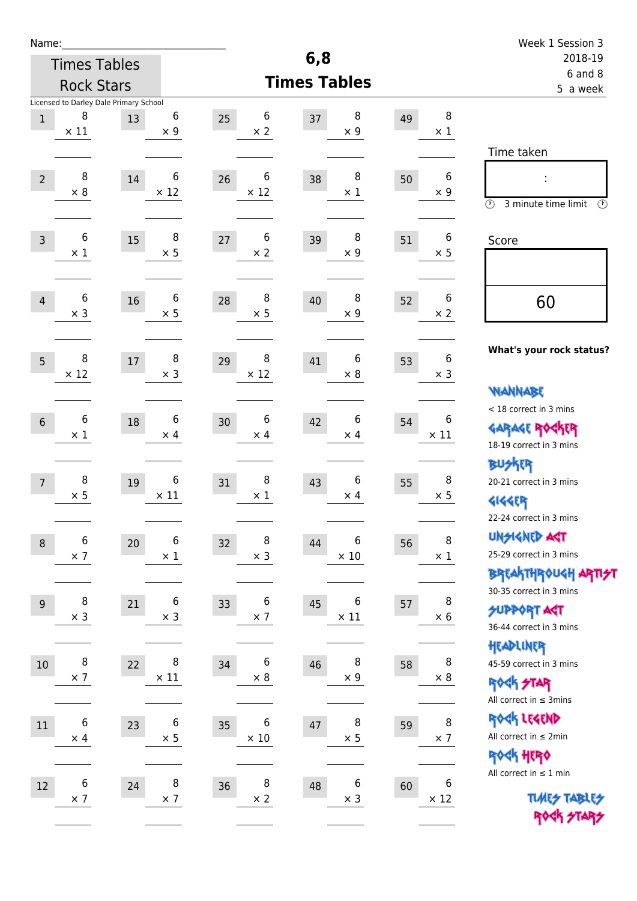Name:______________________________

Times Tables Rock Stars

# 6,8 Times Tables

Week 1 Session 3
2018-19
6 and 8
5 a week

Licensed to Darley Dale Primary School

| # | Question | # | Question | # | Question | # | Question | # | Question |
|---|---|---|---|---|---|---|---|---|---|
| 1 | 8 × 11 | 13 | 6 × 9 | 25 | 6 × 2 | 37 | 8 × 9 | 49 | 8 × 1 |
| 2 | 8 × 8 | 14 | 6 × 12 | 26 | 6 × 12 | 38 | 8 × 1 | 50 | 6 × 9 |
| 3 | 6 × 1 | 15 | 8 × 5 | 27 | 6 × 2 | 39 | 8 × 9 | 51 | 6 × 5 |
| 4 | 6 × 3 | 16 | 6 × 5 | 28 | 8 × 5 | 40 | 8 × 9 | 52 | 6 × 2 |
| 5 | 8 × 12 | 17 | 8 × 3 | 29 | 8 × 12 | 41 | 6 × 8 | 53 | 6 × 3 |
| 6 | 6 × 1 | 18 | 6 × 4 | 30 | 6 × 4 | 42 | 6 × 4 | 54 | 6 × 11 |
| 7 | 8 × 5 | 19 | 6 × 11 | 31 | 8 × 1 | 43 | 6 × 4 | 55 | 8 × 5 |
| 8 | 6 × 7 | 20 | 6 × 1 | 32 | 8 × 3 | 44 | 6 × 10 | 56 | 8 × 1 |
| 9 | 8 × 3 | 21 | 6 × 3 | 33 | 6 × 7 | 45 | 6 × 11 | 57 | 8 × 6 |
| 10 | 8 × 7 | 22 | 8 × 11 | 34 | 6 × 8 | 46 | 8 × 9 | 58 | 8 × 8 |
| 11 | 6 × 4 | 23 | 6 × 5 | 35 | 6 × 10 | 47 | 8 × 5 | 59 | 8 × 7 |
| 12 | 6 × 7 | 24 | 8 × 7 | 36 | 8 × 2 | 48 | 6 × 3 | 60 | 6 × 12 |

Time taken

:

3 minute time limit

Score

60

**What's your rock status?**

WANNABE
< 18 correct in 3 mins

GARAGE ROCKER
18-19 correct in 3 mins

BUSKER
20-21 correct in 3 mins

GIGGER
22-24 correct in 3 mins

UNSIGNED ACT
25-29 correct in 3 mins

BREAKTHROUGH ARTIST
30-35 correct in 3 mins

SUPPORT ACT
36-44 correct in 3 mins

HEADLINER
45-59 correct in 3 mins

ROCK STAR
All correct in ≤ 3mins

ROCK LEGEND
All correct in ≤ 2min

ROCK HERO
All correct in ≤ 1 min

TIMES TABLES ROCK STARS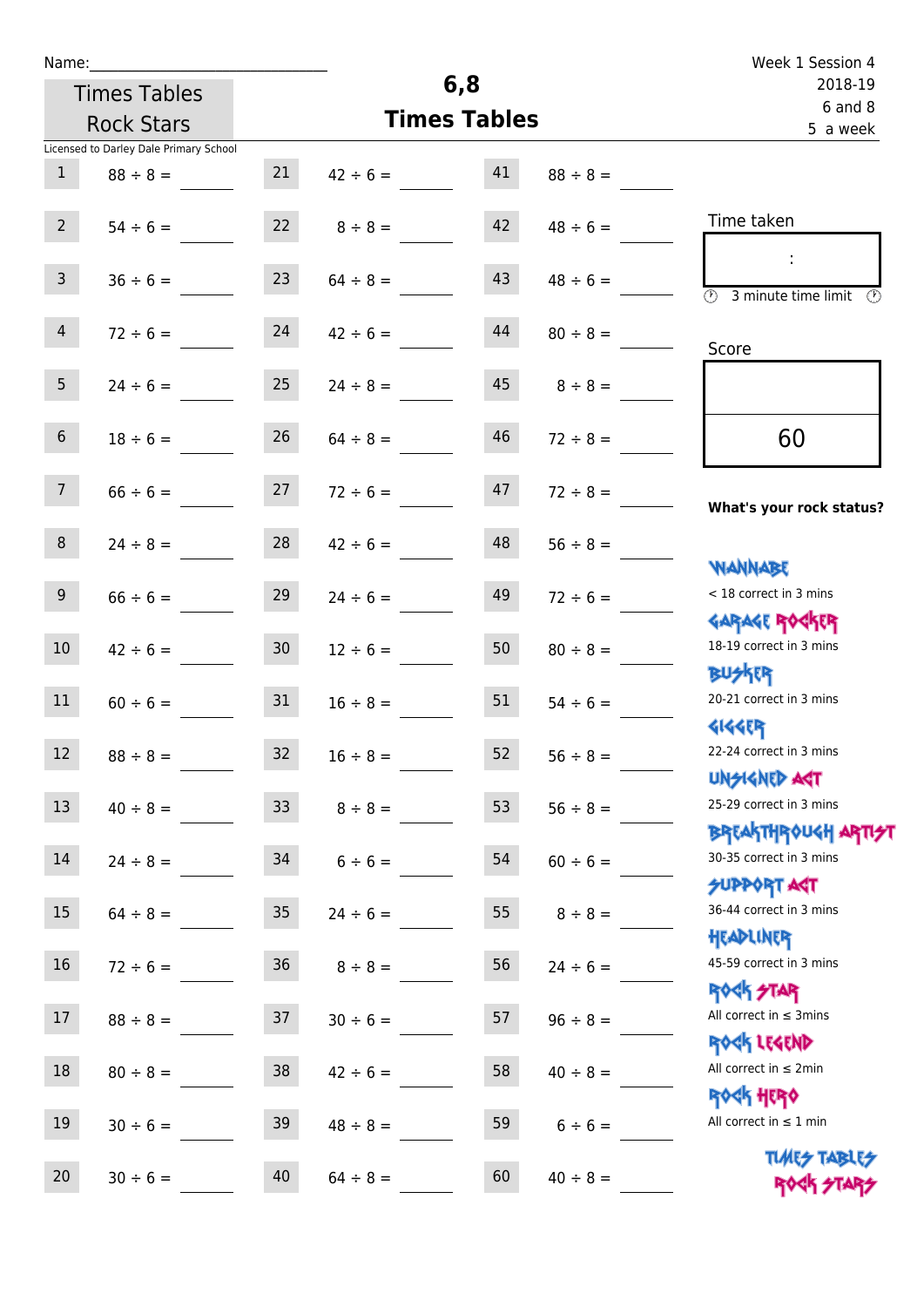Name:

Times Tables Rock Stars

# 6,8 Times Tables

Week 1 Session 4
2018-19
6 and 8
5 a week

Licensed to Darley Dale Primary School

| # | Question | # | Question | # | Question |
|---|---|---|---|---|---|
| 1 | 88 ÷ 8 = | 21 | 42 ÷ 6 = | 41 | 88 ÷ 8 = |
| 2 | 54 ÷ 6 = | 22 | 8 ÷ 8 = | 42 | 48 ÷ 6 = |
| 3 | 36 ÷ 6 = | 23 | 64 ÷ 8 = | 43 | 48 ÷ 6 = |
| 4 | 72 ÷ 6 = | 24 | 42 ÷ 6 = | 44 | 80 ÷ 8 = |
| 5 | 24 ÷ 6 = | 25 | 24 ÷ 8 = | 45 | 8 ÷ 8 = |
| 6 | 18 ÷ 6 = | 26 | 64 ÷ 8 = | 46 | 72 ÷ 8 = |
| 7 | 66 ÷ 6 = | 27 | 72 ÷ 6 = | 47 | 72 ÷ 8 = |
| 8 | 24 ÷ 8 = | 28 | 42 ÷ 6 = | 48 | 56 ÷ 8 = |
| 9 | 66 ÷ 6 = | 29 | 24 ÷ 6 = | 49 | 72 ÷ 6 = |
| 10 | 42 ÷ 6 = | 30 | 12 ÷ 6 = | 50 | 80 ÷ 8 = |
| 11 | 60 ÷ 6 = | 31 | 16 ÷ 8 = | 51 | 54 ÷ 6 = |
| 12 | 88 ÷ 8 = | 32 | 16 ÷ 8 = | 52 | 56 ÷ 8 = |
| 13 | 40 ÷ 8 = | 33 | 8 ÷ 8 = | 53 | 56 ÷ 8 = |
| 14 | 24 ÷ 8 = | 34 | 6 ÷ 6 = | 54 | 60 ÷ 6 = |
| 15 | 64 ÷ 8 = | 35 | 24 ÷ 6 = | 55 | 8 ÷ 8 = |
| 16 | 72 ÷ 6 = | 36 | 8 ÷ 8 = | 56 | 24 ÷ 6 = |
| 17 | 88 ÷ 8 = | 37 | 30 ÷ 6 = | 57 | 96 ÷ 8 = |
| 18 | 80 ÷ 8 = | 38 | 42 ÷ 6 = | 58 | 40 ÷ 8 = |
| 19 | 30 ÷ 6 = | 39 | 48 ÷ 8 = | 59 | 6 ÷ 6 = |
| 20 | 30 ÷ 6 = | 40 | 64 ÷ 8 = | 60 | 40 ÷ 8 = |

Time taken

:

3 minute time limit

Score

60

**What's your rock status?**

WANNABE
< 18 correct in 3 mins

GARAGE ROCKER
18-19 correct in 3 mins

BUSKER
20-21 correct in 3 mins

GIGGER
22-24 correct in 3 mins

UNSIGNED ACT
25-29 correct in 3 mins

BREAKTHROUGH ARTIST
30-35 correct in 3 mins

SUPPORT ACT
36-44 correct in 3 mins

HEADLINER
45-59 correct in 3 mins

ROCK STAR
All correct in ≤ 3mins

ROCK LEGEND
All correct in ≤ 2min

ROCK HERO
All correct in ≤ 1 min

TIMES TABLES ROCK STARS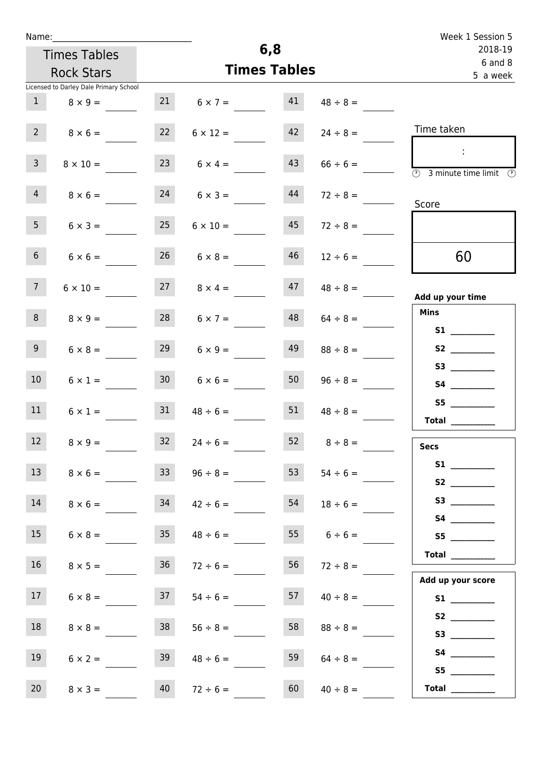Name: ______________________________

Times Tables Rock Stars

Licensed to Darley Dale Primary School

# 6,8 Times Tables

Week 1 Session 5
2018-19
6 and 8
5 a week

| | | | | | | | | |
|---|---|---|---|---|---|---|---|---|
| 1 | $8 \times 9 =$ | ____ | 21 | $6 \times 7 =$ | ____ | 41 | $48 \div 8 =$ | ____ |
| 2 | $8 \times 6 =$ | ____ | 22 | $6 \times 12 =$ | ____ | 42 | $24 \div 8 =$ | ____ |
| 3 | $8 \times 10 =$ | ____ | 23 | $6 \times 4 =$ | ____ | 43 | $66 \div 6 =$ | ____ |
| 4 | $8 \times 6 =$ | ____ | 24 | $6 \times 3 =$ | ____ | 44 | $72 \div 8 =$ | ____ |
| 5 | $6 \times 3 =$ | ____ | 25 | $6 \times 10 =$ | ____ | 45 | $72 \div 8 =$ | ____ |
| 6 | $6 \times 6 =$ | ____ | 26 | $6 \times 8 =$ | ____ | 46 | $12 \div 6 =$ | ____ |
| 7 | $6 \times 10 =$ | ____ | 27 | $8 \times 4 =$ | ____ | 47 | $48 \div 8 =$ | ____ |
| 8 | $8 \times 9 =$ | ____ | 28 | $6 \times 7 =$ | ____ | 48 | $64 \div 8 =$ | ____ |
| 9 | $6 \times 8 =$ | ____ | 29 | $6 \times 9 =$ | ____ | 49 | $88 \div 8 =$ | ____ |
| 10 | $6 \times 1 =$ | ____ | 30 | $6 \times 6 =$ | ____ | 50 | $96 \div 8 =$ | ____ |
| 11 | $6 \times 1 =$ | ____ | 31 | $48 \div 6 =$ | ____ | 51 | $48 \div 8 =$ | ____ |
| 12 | $8 \times 9 =$ | ____ | 32 | $24 \div 6 =$ | ____ | 52 | $8 \div 8 =$ | ____ |
| 13 | $8 \times 6 =$ | ____ | 33 | $96 \div 8 =$ | ____ | 53 | $54 \div 6 =$ | ____ |
| 14 | $8 \times 6 =$ | ____ | 34 | $42 \div 6 =$ | ____ | 54 | $18 \div 6 =$ | ____ |
| 15 | $6 \times 8 =$ | ____ | 35 | $48 \div 6 =$ | ____ | 55 | $6 \div 6 =$ | ____ |
| 16 | $8 \times 5 =$ | ____ | 36 | $72 \div 6 =$ | ____ | 56 | $72 \div 8 =$ | ____ |
| 17 | $6 \times 8 =$ | ____ | 37 | $54 \div 6 =$ | ____ | 57 | $40 \div 8 =$ | ____ |
| 18 | $8 \times 8 =$ | ____ | 38 | $56 \div 8 =$ | ____ | 58 | $88 \div 8 =$ | ____ |
| 19 | $6 \times 2 =$ | ____ | 39 | $48 \div 6 =$ | ____ | 59 | $64 \div 8 =$ | ____ |
| 20 | $8 \times 3 =$ | ____ | 40 | $72 \div 6 =$ | ____ | 60 | $40 \div 8 =$ | ____ |

Time taken

:

3 minute time limit

Score

60

**Add up your time**

**Mins**

**S1** __________
**S2** __________
**S3** __________
**S4** __________
**S5** __________
**Total** __________

**Secs**

**S1** __________
**S2** __________
**S3** __________
**S4** __________
**S5** __________
**Total** __________

**Add up your score**

**S1** __________
**S2** __________
**S3** __________
**S4** __________
**S5** __________
**Total** __________